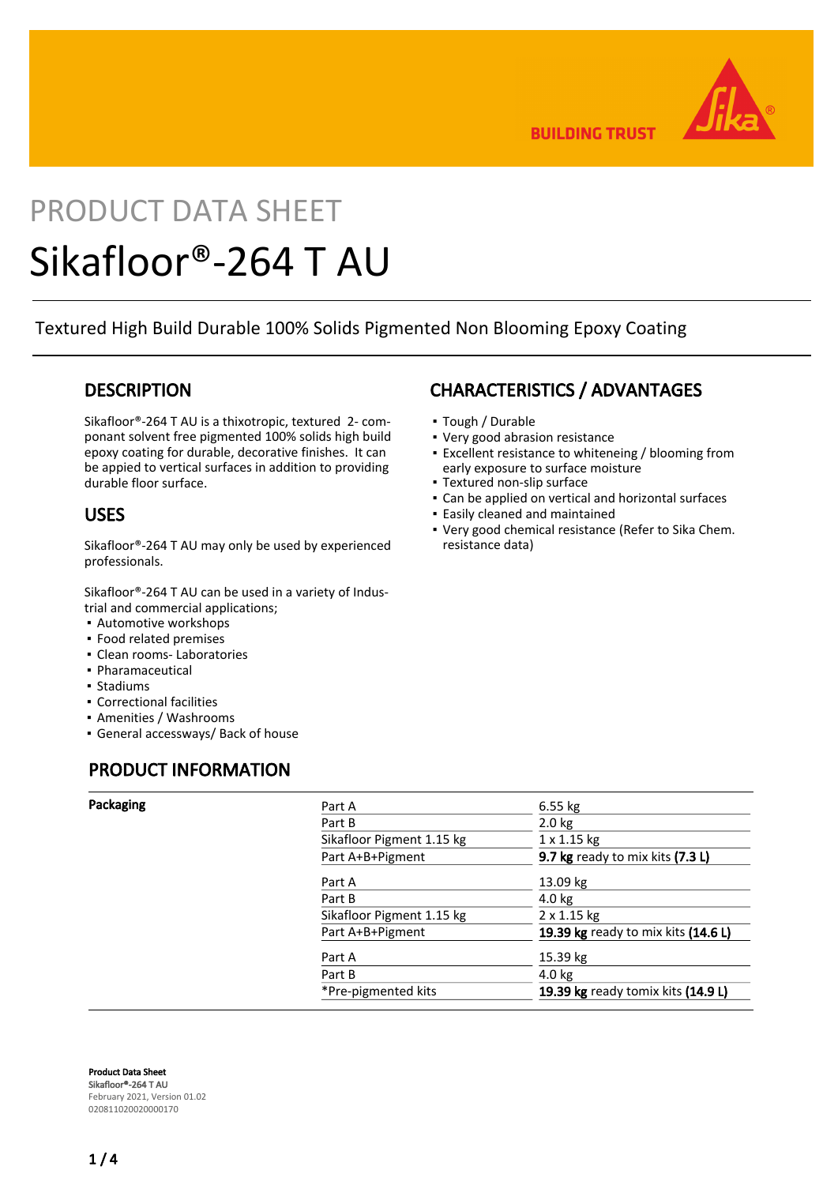# PRODUCT DATA SHEET

# Sikafloor®-264 T AU

Textured High Build Durable 100% Solids Pigmented Non Blooming Epoxy Coating

## DESCRIPTION

Sikafloor®-264 T AU is a thixotropic, textured 2- componant solvent free pigmented 100% solids high build epoxy coating for durable, decorative finishes. It can be applied to vertical surfaces in addition to providing durable floor surface.

## USES

Sikafloor®-264 T AU may only be used by experienced professionals.

Sikafloor®-264 T AU can be used in a variety of Industrial and commercial applications;

- Automotive workshops
- Food related premises
- Clean rooms- Laboratories
- Pharamaceutical
- Stadiums
- Correctional facilities
- Amenities / Washrooms
- General accessways/ Back of house

## CHARACTERISTICS / ADVANTAGES

- Tough / Durable
- Very good abrasion resistance
- Excellent resistance to whiteneing / blooming from early exposure to surface moisture
- Textured non-slip surface
- Can be applied on vertical and horizontal surfaces
- Easily cleaned and maintained
- Very good chemical resistance (Refer to Sika Chem. resistance data)

## PRODUCT INFORMATION

| | | |
|---|---|---|
| **Packaging** | Part A | 6.55 kg |
| | Part B | 2.0 kg |
| | Sikafloor Pigment 1.15 kg | 1 x 1.15 kg |
| | Part A+B+Pigment | **9.7 kg** ready to mix kits **(7.3 L)** |
| | Part A | 13.09 kg |
| | Part B | 4.0 kg |
| | Sikafloor Pigment 1.15 kg | 2 x 1.15 kg |
| | Part A+B+Pigment | **19.39 kg** ready to mix kits **(14.6 L)** |
| | Part A | 15.39 kg |
| | Part B | 4.0 kg |
| | *Pre-pigmented kits | **19.39 kg** ready tomix kits **(14.9 L)** |

**Product Data Sheet**
**Sikafloor®-264 T AU**
February 2021, Version 01.02
020811020020000170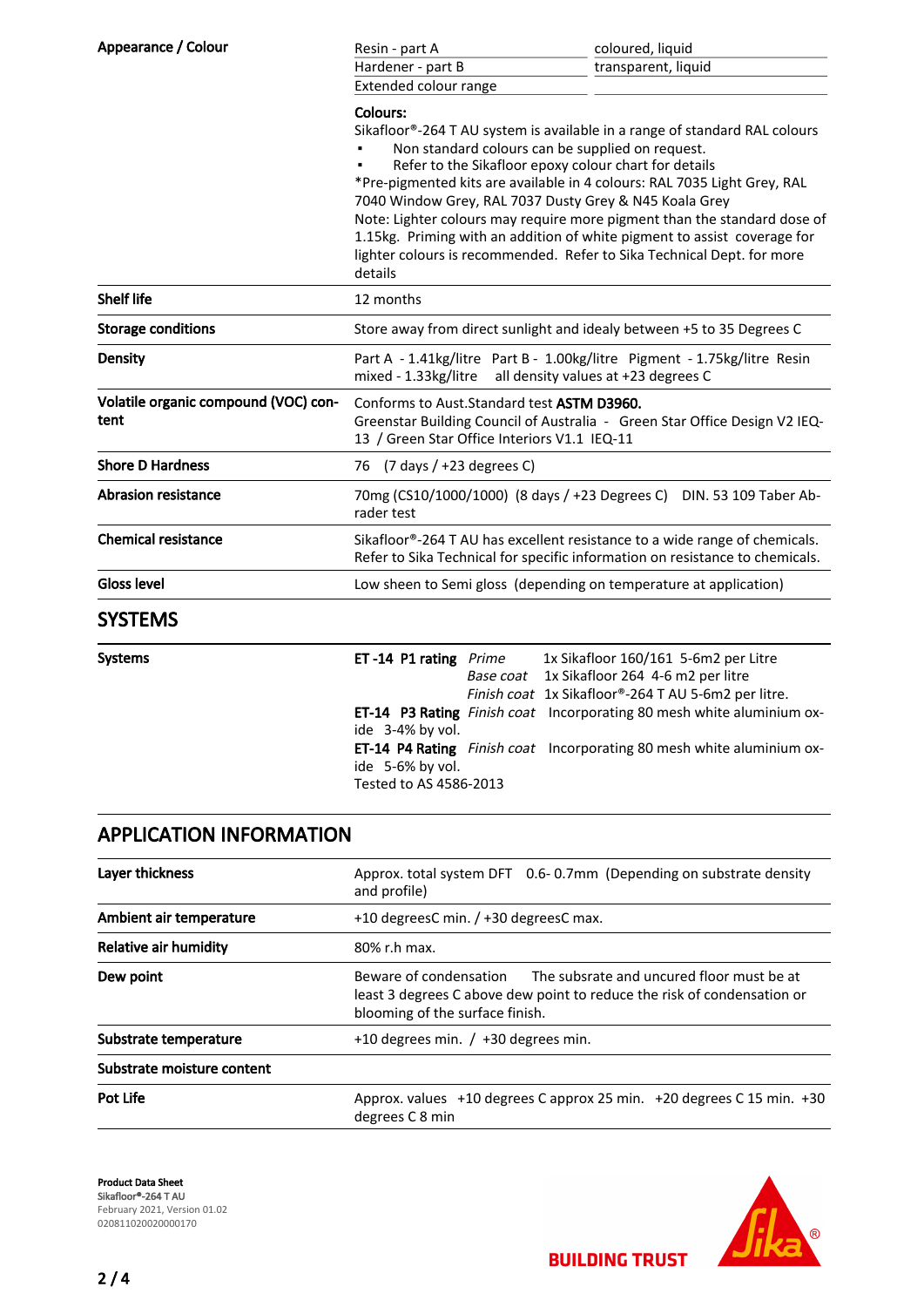| | | |
|---|---|---|
| **Appearance / Colour** | Resin - part A | coloured, liquid |
| | Hardener - part B | transparent, liquid |
| | Extended colour range | |

**Colours:**
Sikafloor®-264 T AU system is available in a range of standard RAL colours
- Non standard colours can be supplied on request.
- Refer to the Sikafloor epoxy colour chart for details

*Pre-pigmented kits are available in 4 colours: RAL 7035 Light Grey, RAL 7040 Window Grey, RAL 7037 Dusty Grey & N45 Koala Grey
Note: Lighter colours may require more pigment than the standard dose of 1.15kg. Priming with an addition of white pigment to assist coverage for lighter colours is recommended. Refer to Sika Technical Dept. for more details

| | |
|---|---|
| **Shelf life** | 12 months |
| **Storage conditions** | Store away from direct sunlight and idealy between +5 to 35 Degrees C |
| **Density** | Part A - 1.41kg/litre Part B - 1.00kg/litre Pigment - 1.75kg/litre Resin mixed - 1.33kg/litre all density values at +23 degrees C |
| **Volatile organic compound (VOC) content** | Conforms to Aust.Standard test **ASTM D3960.** Greenstar Building Council of Australia - Green Star Office Design V2 IEQ-13 / Green Star Office Interiors V1.1 IEQ-11 |
| **Shore D Hardness** | 76 (7 days / +23 degrees C) |
| **Abrasion resistance** | 70mg (CS10/1000/1000) (8 days / +23 Degrees C) DIN. 53 109 Taber Abrader test |
| **Chemical resistance** | Sikafloor®-264 T AU has excellent resistance to a wide range of chemicals. Refer to Sika Technical for specific information on resistance to chemicals. |
| **Gloss level** | Low sheen to Semi gloss (depending on temperature at application) |

## SYSTEMS

**Systems**

| | | |
|---|---|---|
| **ET -14 P1 rating** | *Prime* | 1x Sikafloor 160/161 5-6m2 per Litre |
| | *Base coat* | 1x Sikafloor 264 4-6 m2 per litre |
| | *Finish coat* | 1x Sikafloor®-264 T AU 5-6m2 per litre. |
| **ET-14 P3 Rating** | *Finish coat* | Incorporating 80 mesh white aluminium oxide 3-4% by vol. |
| **ET-14 P4 Rating** | *Finish coat* | Incorporating 80 mesh white aluminium oxide 5-6% by vol. |

Tested to AS 4586-2013

## APPLICATION INFORMATION

| | |
|---|---|
| **Layer thickness** | Approx. total system DFT 0.6- 0.7mm (Depending on substrate density and profile) |
| **Ambient air temperature** | +10 degreesC min. / +30 degreesC max. |
| **Relative air humidity** | 80% r.h max. |
| **Dew point** | Beware of condensation The subsrate and uncured floor must be at least 3 degrees C above dew point to reduce the risk of condensation or blooming of the surface finish. |
| **Substrate temperature** | +10 degrees min. / +30 degrees min. |
| **Substrate moisture content** | |
| **Pot Life** | Approx. values +10 degrees C approx 25 min. +20 degrees C 15 min. +30 degrees C 8 min |

**Product Data Sheet**
**Sikafloor®-264 T AU**
February 2021, Version 01.02
020811020020000170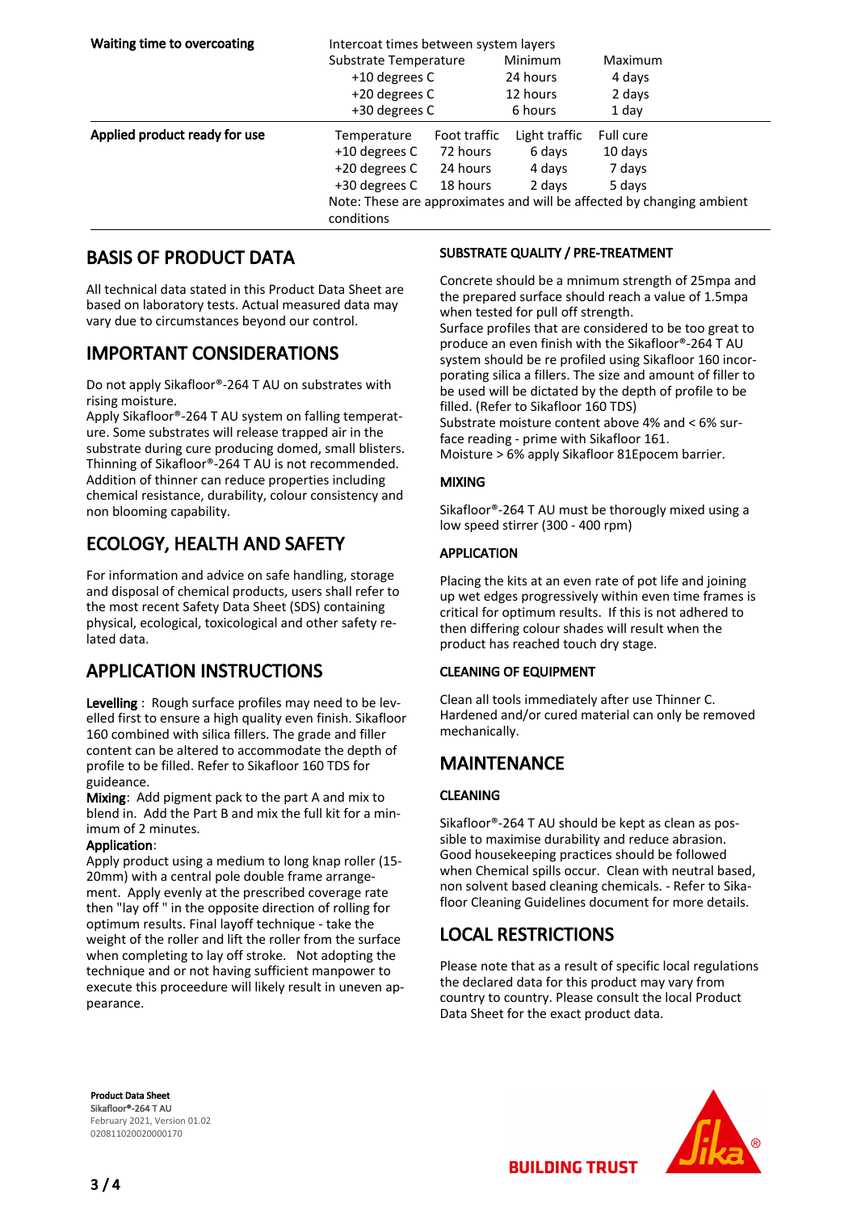**Waiting time to overcoating**

Intercoat times between system layers

| Substrate Temperature | Minimum | Maximum |
|---|---|---|
| +10 degrees C | 24 hours | 4 days |
| +20 degrees C | 12 hours | 2 days |
| +30 degrees C | 6 hours | 1 day |

**Applied product ready for use**

| Temperature | Foot traffic | Light traffic | Full cure |
|---|---|---|---|
| +10 degrees C | 72 hours | 6 days | 10 days |
| +20 degrees C | 24 hours | 4 days | 7 days |
| +30 degrees C | 18 hours | 2 days | 5 days |

Note: These are approximates and will be affected by changing ambient conditions

## BASIS OF PRODUCT DATA

All technical data stated in this Product Data Sheet are based on laboratory tests. Actual measured data may vary due to circumstances beyond our control.

## IMPORTANT CONSIDERATIONS

Do not apply Sikafloor®-264 T AU on substrates with rising moisture.
Apply Sikafloor®-264 T AU system on falling temperature. Some substrates will release trapped air in the substrate during cure producing domed, small blisters.
Thinning of Sikafloor®-264 T AU is not recommended. Addition of thinner can reduce properties including chemical resistance, durability, colour consistency and non blooming capability.

## ECOLOGY, HEALTH AND SAFETY

For information and advice on safe handling, storage and disposal of chemical products, users shall refer to the most recent Safety Data Sheet (SDS) containing physical, ecological, toxicological and other safety related data.

## APPLICATION INSTRUCTIONS

**Levelling** : Rough surface profiles may need to be levelled first to ensure a high quality even finish. Sikafloor 160 combined with silica fillers. The grade and filler content can be altered to accommodate the depth of profile to be filled. Refer to Sikafloor 160 TDS for guideance.
**Mixing**: Add pigment pack to the part A and mix to blend in. Add the Part B and mix the full kit for a minimum of 2 minutes.
**Application**:
Apply product using a medium to long knap roller (15-20mm) with a central pole double frame arrangement. Apply evenly at the prescribed coverage rate then "lay off " in the opposite direction of rolling for optimum results. Final layoff technique - take the weight of the roller and lift the roller from the surface when completing to lay off stroke. Not adopting the technique and or not having sufficient manpower to execute this proceedure will likely result in uneven appearance.

### SUBSTRATE QUALITY / PRE-TREATMENT

Concrete should be a mnimum strength of 25mpa and the prepared surface should reach a value of 1.5mpa when tested for pull off strength.
Surface profiles that are considered to be too great to produce an even finish with the Sikafloor®-264 T AU system should be re profiled using Sikafloor 160 incorporating silica a fillers. The size and amount of filler to be used will be dictated by the depth of profile to be filled. (Refer to Sikafloor 160 TDS)
Substrate moisture content above 4% and < 6% surface reading - prime with Sikafloor 161.
Moisture > 6% apply Sikafloor 81Epocem barrier.

### MIXING

Sikafloor®-264 T AU must be thorougly mixed using a low speed stirrer (300 - 400 rpm)

### APPLICATION

Placing the kits at an even rate of pot life and joining up wet edges progressively within even time frames is critical for optimum results. If this is not adhered to then differing colour shades will result when the product has reached touch dry stage.

### CLEANING OF EQUIPMENT

Clean all tools immediately after use Thinner C. Hardened and/or cured material can only be removed mechanically.

## MAINTENANCE

### CLEANING

Sikafloor®-264 T AU should be kept as clean as possible to maximise durability and reduce abrasion. Good housekeeping practices should be followed when Chemical spills occur. Clean with neutral based, non solvent based cleaning chemicals. - Refer to Sikafloor Cleaning Guidelines document for more details.

## LOCAL RESTRICTIONS

Please note that as a result of specific local regulations the declared data for this product may vary from country to country. Please consult the local Product Data Sheet for the exact product data.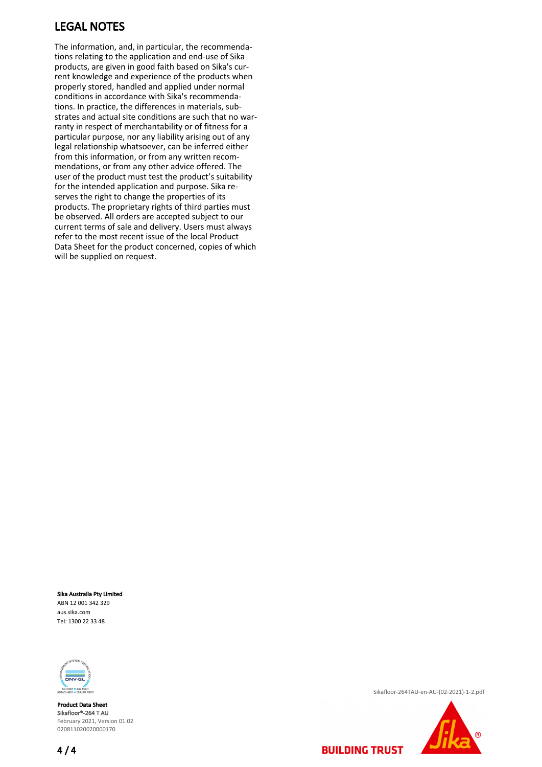## LEGAL NOTES

The information, and, in particular, the recommendations relating to the application and end-use of Sika products, are given in good faith based on Sika's current knowledge and experience of the products when properly stored, handled and applied under normal conditions in accordance with Sika's recommendations. In practice, the differences in materials, substrates and actual site conditions are such that no warranty in respect of merchantability or of fitness for a particular purpose, nor any liability arising out of any legal relationship whatsoever, can be inferred either from this information, or from any written recommendations, or from any other advice offered. The user of the product must test the product's suitability for the intended application and purpose. Sika reserves the right to change the properties of its products. The proprietary rights of third parties must be observed. All orders are accepted subject to our current terms of sale and delivery. Users must always refer to the most recent issue of the local Product Data Sheet for the product concerned, copies of which will be supplied on request.

**Sika Australia Pty Limited**
ABN 12 001 342 329
aus.sika.com
Tel: 1300 22 33 48

ISO 9001 = ISO 14001
AS/NZS 4801 = OHSAS 18001

**Product Data Sheet**
**Sikafloor®-264 T AU**
February 2021, Version 01.02
020811020020000170

Sikafloor-264TAU-en-AU-(02-2021)-1-2.pdf

BUILDING TRUST